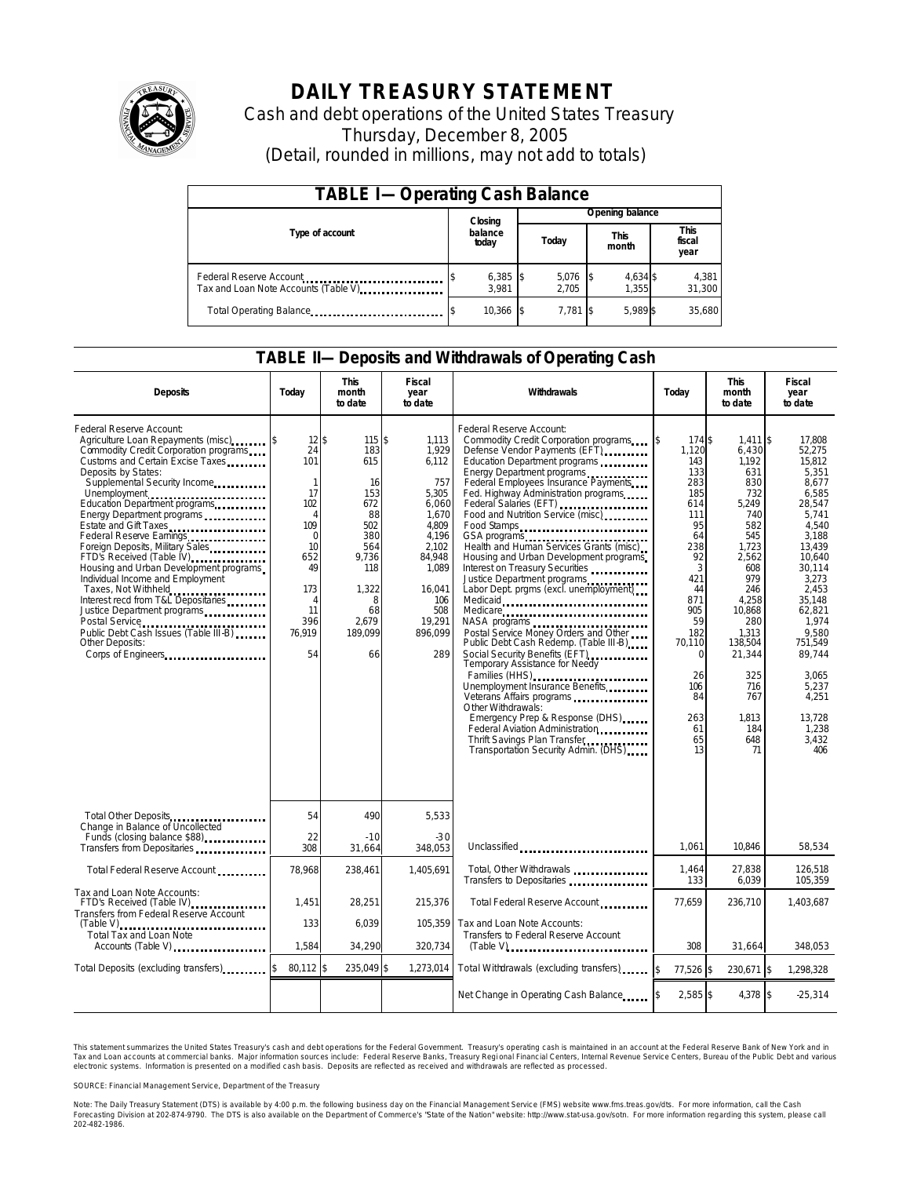# DAILY TREASURY STATEMENT

Cash and debt operations of the United States Treasury

Thursday, December 8, 2005

(Detail, rounded in millions, may not add to totals)

## TABLE I—Operating Cash Balance

| Type of account | Closing balance today | Opening balance Today | Opening balance This month | Opening balance This fiscal year |
|---|---|---|---|---|
| Federal Reserve Account | $ 6,385 | $ 5,076 | $ 4,634 | $ 4,381 |
| Tax and Loan Note Accounts (Table V) | 3,981 | 2,705 | 1,355 | 31,300 |
| Total Operating Balance | $ 10,366 | $ 7,781 | $ 5,989 | $ 35,680 |

## TABLE II—Deposits and Withdrawals of Operating Cash

| Deposits | Today | This month to date | Fiscal year to date | Withdrawals | Today | This month to date | Fiscal year to date |
|---|---|---|---|---|---|---|---|
| Federal Reserve Account: | | | | Federal Reserve Account: | | | |
| Agriculture Loan Repayments (misc) | $ 12 | $ 115 | $ 1,113 | Commodity Credit Corporation programs | $ 174 | $ 1,411 | $ 17,808 |
| Commodity Credit Corporation programs | 24 | 183 | 1,929 | Defense Vendor Payments (EFT) | 1,120 | 6,430 | 52,275 |
| Customs and Certain Excise Taxes | 101 | 615 | 6,112 | Education Department programs | 143 | 1,192 | 15,812 |
| Deposits by States: | | | | Energy Department programs | 133 | 631 | 5,351 |
| Supplemental Security Income | 1 | 16 | 757 | Federal Employees Insurance Payments | 283 | 830 | 8,677 |
| Unemployment | 17 | 153 | 5,305 | Fed. Highway Administration programs | 185 | 732 | 6,585 |
| Education Department programs | 102 | 672 | 6,060 | Federal Salaries (EFT) | 614 | 5,249 | 28,547 |
| Energy Department programs | 4 | 88 | 1,670 | Food and Nutrition Service (misc) | 111 | 740 | 5,741 |
| Estate and Gift Taxes | 109 | 502 | 4,809 | Food Stamps | 95 | 582 | 4,540 |
| Federal Reserve Earnings | 0 | 380 | 4,196 | GSA programs | 64 | 545 | 3,188 |
| Foreign Deposits, Military Sales | 10 | 564 | 2,102 | Health and Human Services Grants (misc) | 238 | 1,723 | 13,439 |
| FTD's Received (Table IV) | 652 | 9,736 | 84,948 | Housing and Urban Development programs | 92 | 2,562 | 10,640 |
| Housing and Urban Development programs | 49 | 118 | 1,089 | Interest on Treasury Securities | 3 | 608 | 30,114 |
| Individual Income and Employment Taxes, Not Withheld | 173 | 1,322 | 16,041 | Justice Department programs | 421 | 979 | 3,273 |
| Interest recd from T&L Depositaries | 4 | 8 | 106 | Labor Dept. prgms (excl. unemployment) | 44 | 246 | 2,453 |
| Justice Department programs | 11 | 68 | 508 | Medicaid | 871 | 4,258 | 35,148 |
| Postal Service | 396 | 2,679 | 19,291 | Medicare | 905 | 10,868 | 62,821 |
| Public Debt Cash Issues (Table III-B) | 76,919 | 189,099 | 896,099 | NASA programs | 59 | 280 | 1,974 |
| Other Deposits: | | | | Postal Service Money Orders and Other | 182 | 1,313 | 9,580 |
| Corps of Engineers | 54 | 66 | 289 | Public Debt Cash Redemp. (Table III-B) | 70,110 | 138,504 | 751,549 |
| | | | | Social Security Benefits (EFT) | 0 | 21,344 | 89,744 |
| | | | | Temporary Assistance for Needy Families (HHS) | 26 | 325 | 3,065 |
| | | | | Unemployment Insurance Benefits | 106 | 716 | 5,237 |
| | | | | Veterans Affairs programs | 84 | 767 | 4,251 |
| | | | | Other Withdrawals: | | | |
| | | | | Emergency Prep & Response (DHS) | 263 | 1,813 | 13,728 |
| | | | | Federal Aviation Administration | 61 | 184 | 1,238 |
| | | | | Thrift Savings Plan Transfer | 65 | 648 | 3,432 |
| | | | | Transportation Security Admin. (DHS) | 13 | 71 | 406 |
| Total Other Deposits | 54 | 490 | 5,533 | | | | |
| Change in Balance of Uncollected Funds (closing balance $88) | 22 | -10 | -30 | | | | |
| Transfers from Depositaries | 308 | 31,664 | 348,053 | Unclassified | 1,061 | 10,846 | 58,534 |
| Total Federal Reserve Account | 78,968 | 238,461 | 1,405,691 | Total, Other Withdrawals | 1,464 | 27,838 | 126,518 |
| | | | | Transfers to Depositaries | 133 | 6,039 | 105,359 |
| Tax and Loan Note Accounts: | | | | | | | |
| FTD's Received (Table IV) | 1,451 | 28,251 | 215,376 | Total Federal Reserve Account | 77,659 | 236,710 | 1,403,687 |
| Transfers from Federal Reserve Account (Table V) | 133 | 6,039 | 105,359 | Tax and Loan Note Accounts: | | | |
| Total Tax and Loan Note Accounts (Table V) | 1,584 | 34,290 | 320,734 | Transfers to Federal Reserve Account (Table V) | 308 | 31,664 | 348,053 |
| Total Deposits (excluding transfers) | $ 80,112 | $ 235,049 | $ 1,273,014 | Total Withdrawals (excluding transfers) | $ 77,526 | $ 230,671 | $ 1,298,328 |
| | | | | Net Change in Operating Cash Balance | $ 2,585 | $ 4,378 | $ -25,314 |

This statement summarizes the United States Treasury's cash and debt operations for the Federal Government. Treasury's operating cash is maintained in an account at the Federal Reserve Bank of New York and in Tax and Loan accounts at commercial banks. Major information sources include: Federal Reserve Banks, Treasury Regional Financial Centers, Internal Revenue Service Centers, Bureau of the Public Debt and various electronic systems. Information is presented on a modified cash basis. Deposits are reflected as received and withdrawals are reflected as processed.

SOURCE: Financial Management Service, Department of the Treasury

Note: The Daily Treasury Statement (DTS) is available by 4:00 p.m. the following business day on the Financial Management Service (FMS) website www.fms.treas.gov/dts. For more information, call the Cash Forecasting Division at 202-874-9790. The DTS is also available on the Department of Commerce's "State of the Nation" website: http://www.stat-usa.gov/sotn. For more information regarding this system, please call 202-482-1986.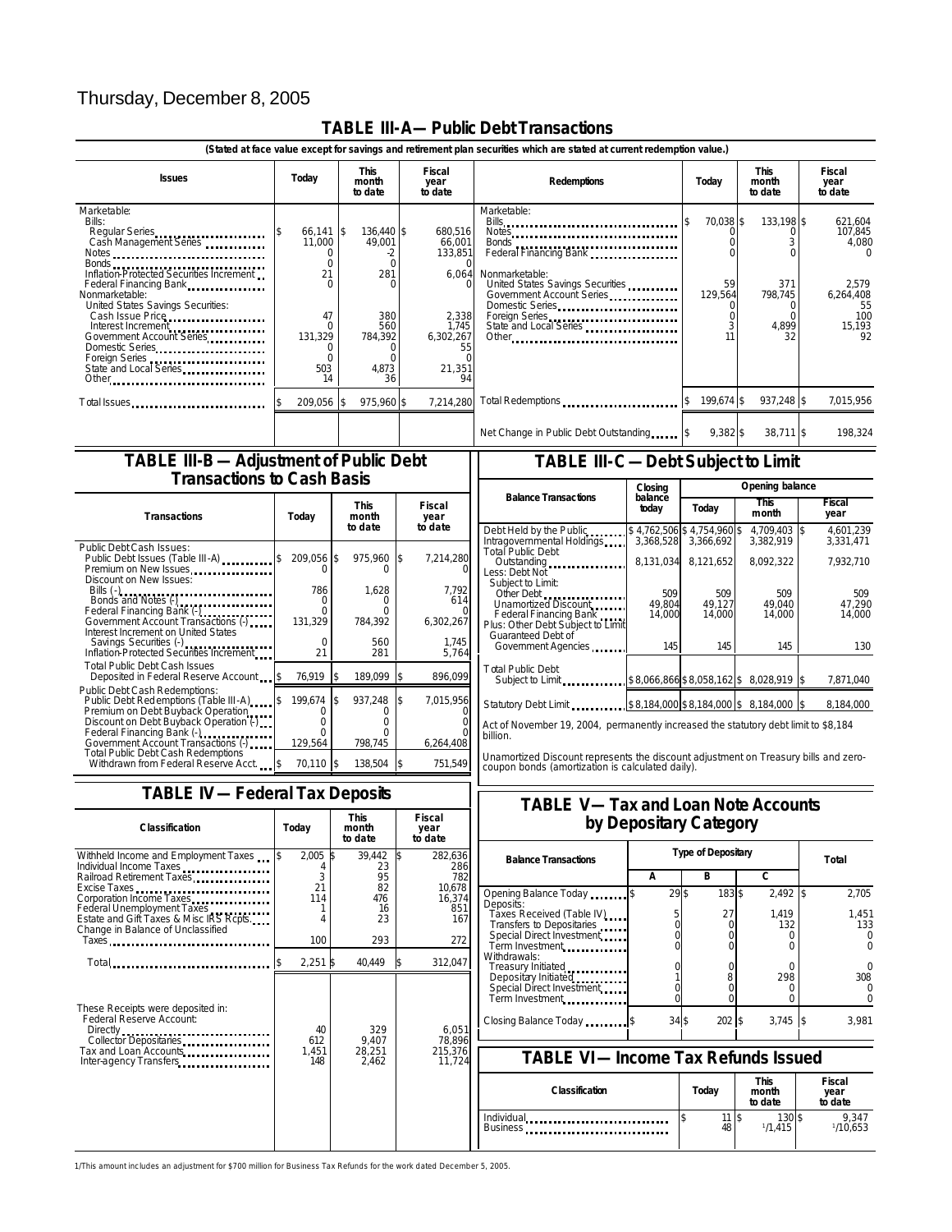Thursday, December 8, 2005

## TABLE III-A — Public Debt Transactions

(Stated at face value except for savings and retirement plan securities which are stated at current redemption value.)

| Issues | Today | This month to date | Fiscal year to date | Redemptions | Today | This month to date | Fiscal year to date |
|---|---|---|---|---|---|---|---|
| Marketable: | | | | Marketable: | | | |
| Bills: | | | | Bills | $ 70,038 | $ 133,198 | $ 621,604 |
| Regular Series | $ 66,141 | $ 136,440 | $ 680,516 | Notes | 0 | 0 | 107,845 |
| Cash Management Series | 11,000 | 49,001 | 66,001 | Bonds | 0 | 3 | 4,080 |
| Notes | 0 | -2 | 133,851 | Federal Financing Bank | 0 | 0 | 0 |
| Bonds | 0 | 0 | 0 | | | | |
| Inflation-Protected Securities Increment | 21 | 281 | 6,064 | Nonmarketable: | | | |
| Federal Financing Bank | 0 | 0 | 0 | United States Savings Securities | 59 | 371 | 2,579 |
| Nonmarketable: | | | | Government Account Series | 129,564 | 798,745 | 6,264,408 |
| United States Savings Securities: | | | | Domestic Series | 0 | 0 | 55 |
| Cash Issue Price | 47 | 380 | 2,338 | Foreign Series | 0 | 0 | 100 |
| Interest Increment | 0 | 560 | 1,745 | State and Local Series | 3 | 4,899 | 15,193 |
| Government Account Series | 131,329 | 784,392 | 6,302,267 | Other | 11 | 32 | 92 |
| Domestic Series | 0 | 0 | 55 | | | | |
| Foreign Series | 0 | 0 | 0 | | | | |
| State and Local Series | 503 | 4,873 | 21,351 | | | | |
| Other | 14 | 36 | 94 | | | | |
| Total Issues | $ 209,056 | $ 975,960 | $ 7,214,280 | Total Redemptions | $ 199,674 | $ 937,248 | $ 7,015,956 |
| | | | | Net Change in Public Debt Outstanding | $ 9,382 | $ 38,711 | $ 198,324 |

## TABLE III-B — Adjustment of Public Debt Transactions to Cash Basis

| Transactions | Today | This month to date | Fiscal year to date |
|---|---|---|---|
| Public Debt Cash Issues: | | | |
| Public Debt Issues (Table III-A) | $ 209,056 | $ 975,960 | $ 7,214,280 |
| Premium on New Issues | 0 | 0 | 0 |
| Discount on New Issues: | | | |
| Bills (-) | 786 | 1,628 | 7,792 |
| Bonds and Notes (-) | 0 | 0 | 614 |
| Federal Financing Bank (-) | 0 | 0 | 0 |
| Government Account Transactions (-) | 131,329 | 784,392 | 6,302,267 |
| Interest Increment on United States Savings Securities (-) | 0 | 560 | 1,745 |
| Inflation-Protected Securities Increment | 21 | 281 | 5,764 |
| Total Public Debt Cash Issues Deposited in Federal Reserve Account | $ 76,919 | $ 189,099 | $ 896,099 |
| Public Debt Cash Redemptions: | | | |
| Public Debt Redemptions (Table III-A) | $ 199,674 | $ 937,248 | $ 7,015,956 |
| Premium on Debt Buyback Operation | 0 | 0 | 0 |
| Discount on Debt Buyback Operation (-) | 0 | 0 | 0 |
| Federal Financing Bank (-) | 0 | 0 | 0 |
| Government Account Transactions (-) | 129,564 | 798,745 | 6,264,408 |
| Total Public Debt Cash Redemptions Withdrawn from Federal Reserve Acct. | $ 70,110 | $ 138,504 | $ 751,549 |

## TABLE III-C — Debt Subject to Limit

| Balance Transactions | Closing balance today | Opening balance Today | Opening balance This month | Opening balance Fiscal year |
|---|---|---|---|---|
| Debt Held by the Public | $ 4,762,506 | $ 4,754,960 | $ 4,709,403 | $ 4,601,239 |
| Intragovernmental Holdings | 3,368,528 | 3,366,692 | 3,382,919 | 3,331,471 |
| Total Public Debt Outstanding | 8,131,034 | 8,121,652 | 8,092,322 | 7,932,710 |
| Less: Debt Not Subject to Limit: | | | | |
| Other Debt | 509 | 509 | 509 | 509 |
| Unamortized Discount | 49,804 | 49,127 | 49,040 | 47,290 |
| Federal Financing Bank | 14,000 | 14,000 | 14,000 | 14,000 |
| Plus: Other Debt Subject to Limit Guaranteed Debt of Government Agencies | 145 | 145 | 145 | 130 |
| Total Public Debt Subject to Limit | $ 8,066,866 | $ 8,058,162 | $ 8,028,919 | $ 7,871,040 |
| Statutory Debt Limit | $ 8,184,000 | $ 8,184,000 | $ 8,184,000 | $ 8,184,000 |

Act of November 19, 2004, permanently increased the statutory debt limit to $8,184 billion.

Unamortized Discount represents the discount adjustment on Treasury bills and zero-coupon bonds (amortization is calculated daily).

## TABLE IV — Federal Tax Deposits

| Classification | Today | This month to date | Fiscal year to date |
|---|---|---|---|
| Withheld Income and Employment Taxes | $ 2,005 | $ 39,442 | $ 282,636 |
| Individual Income Taxes | 4 | 23 | 286 |
| Railroad Retirement Taxes | 3 | 95 | 782 |
| Excise Taxes | 21 | 82 | 10,678 |
| Corporation Income Taxes | 114 | 476 | 16,374 |
| Federal Unemployment Taxes | 1 | 16 | 851 |
| Estate and Gift Taxes & Misc IRS Rcpts. | 4 | 23 | 167 |
| Change in Balance of Unclassified Taxes | 100 | 293 | 272 |
| Total | $ 2,251 | $ 40,449 | $ 312,047 |
| These Receipts were deposited in: | | | |
| Federal Reserve Account: | | | |
| Directly | 40 | 329 | 6,051 |
| Collector Depositaries | 612 | 9,407 | 78,896 |
| Tax and Loan Accounts | 1,451 | 28,251 | 215,376 |
| Inter-agency Transfers | 148 | 2,462 | 11,724 |

## TABLE V — Tax and Loan Note Accounts by Depositary Category

| Balance Transactions | Type of Depositary A | Type of Depositary B | Type of Depositary C | Total |
|---|---|---|---|---|
| Opening Balance Today | $ 29 | $ 183 | $ 2,492 | $ 2,705 |
| Deposits: | | | | |
| Taxes Received (Table IV) | 5 | 27 | 1,419 | 1,451 |
| Transfers to Depositaries | 0 | 0 | 132 | 133 |
| Special Direct Investment | 0 | 0 | 0 | 0 |
| Term Investment | 0 | 0 | 0 | 0 |
| Withdrawals: | | | | |
| Treasury Initiated | 0 | 0 | 0 | 0 |
| Depositary Initiated | 1 | 8 | 298 | 308 |
| Special Direct Investment | 0 | 0 | 0 | 0 |
| Term Investment | 0 | 0 | 0 | 0 |
| Closing Balance Today | $ 34 | $ 202 | $ 3,745 | $ 3,981 |

## TABLE VI — Income Tax Refunds Issued

| Classification | Today | This month to date | Fiscal year to date |
|---|---|---|---|
| Individual | $ 11 | $ 130 | $ 9,347 |
| Business | 48 | [1]/1,415 | [1]/10,653 |

1/This amount includes an adjustment for $700 million for Business Tax Refunds for the work dated December 5, 2005.